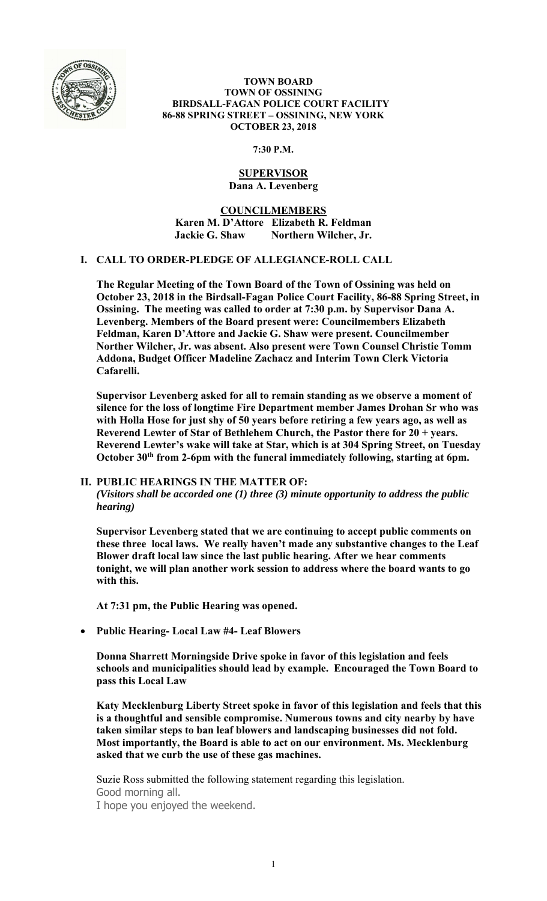**TOWN BOARD**
**TOWN OF OSSINING**
**BIRDSALL-FAGAN POLICE COURT FACILITY**
**86-88 SPRING STREET – OSSINING, NEW YORK**
**OCTOBER 23, 2018**

**7:30 P.M.**

**SUPERVISOR**
**Dana A. Levenberg**

**COUNCILMEMBERS**
**Karen M. D'Attore Elizabeth R. Feldman**
**Jackie G. Shaw Northern Wilcher, Jr.**

## I. CALL TO ORDER-PLEDGE OF ALLEGIANCE-ROLL CALL

**The Regular Meeting of the Town Board of the Town of Ossining was held on October 23, 2018 in the Birdsall-Fagan Police Court Facility, 86-88 Spring Street, in Ossining. The meeting was called to order at 7:30 p.m. by Supervisor Dana A. Levenberg. Members of the Board present were: Councilmembers Elizabeth Feldman, Karen D'Attore and Jackie G. Shaw were present. Councilmember Norther Wilcher, Jr. was absent. Also present were Town Counsel Christie Tomm Addona, Budget Officer Madeline Zachacz and Interim Town Clerk Victoria Cafarelli.**

**Supervisor Levenberg asked for all to remain standing as we observe a moment of silence for the loss of longtime Fire Department member James Drohan Sr who was with Holla Hose for just shy of 50 years before retiring a few years ago, as well as Reverend Lewter of Star of Bethlehem Church, the Pastor there for 20 + years. Reverend Lewter's wake will take at Star, which is at 304 Spring Street, on Tuesday October 30th from 2-6pm with the funeral immediately following, starting at 6pm.**

## II. PUBLIC HEARINGS IN THE MATTER OF:

***(Visitors shall be accorded one (1) three (3) minute opportunity to address the public hearing)***

**Supervisor Levenberg stated that we are continuing to accept public comments on these three local laws. We really haven't made any substantive changes to the Leaf Blower draft local law since the last public hearing. After we hear comments tonight, we will plan another work session to address where the board wants to go with this.**

**At 7:31 pm, the Public Hearing was opened.**

- **Public Hearing- Local Law #4- Leaf Blowers**

**Donna Sharrett Morningside Drive spoke in favor of this legislation and feels schools and municipalities should lead by example. Encouraged the Town Board to pass this Local Law**

**Katy Mecklenburg Liberty Street spoke in favor of this legislation and feels that this is a thoughtful and sensible compromise. Numerous towns and city nearby by have taken similar steps to ban leaf blowers and landscaping businesses did not fold. Most importantly, the Board is able to act on our environment. Ms. Mecklenburg asked that we curb the use of these gas machines.**

Suzie Ross submitted the following statement regarding this legislation.

Good morning all.
I hope you enjoyed the weekend.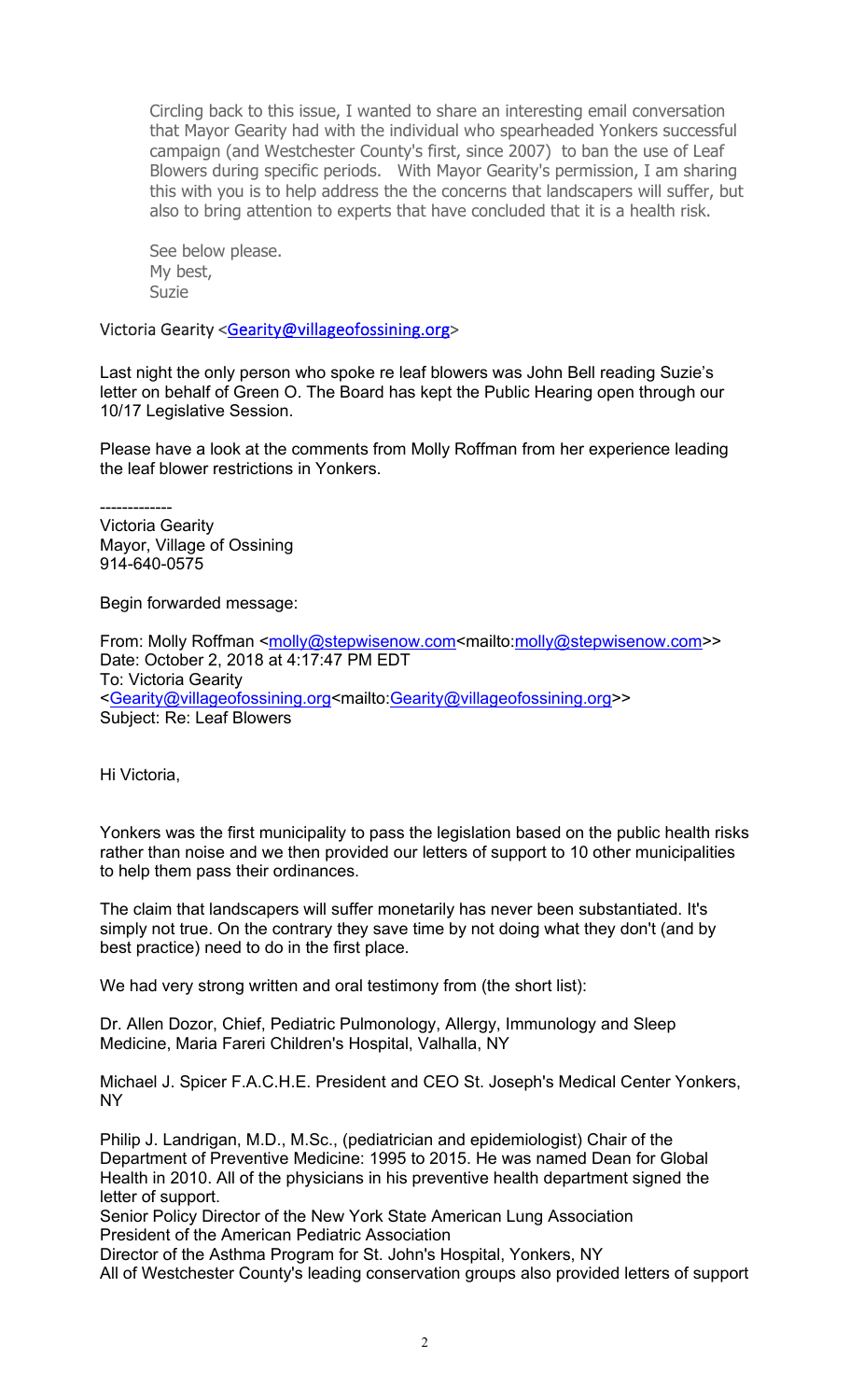Circling back to this issue, I wanted to share an interesting email conversation that Mayor Gearity had with the individual who spearheaded Yonkers successful campaign (and Westchester County's first, since 2007) to ban the use of Leaf Blowers during specific periods. With Mayor Gearity's permission, I am sharing this with you is to help address the the concerns that landscapers will suffer, but also to bring attention to experts that have concluded that it is a health risk.

See below please.
My best,
Suzie

Victoria Gearity <Gearity@villageofossining.org>

Last night the only person who spoke re leaf blowers was John Bell reading Suzie's letter on behalf of Green O. The Board has kept the Public Hearing open through our 10/17 Legislative Session.

Please have a look at the comments from Molly Roffman from her experience leading the leaf blower restrictions in Yonkers.

-------------
Victoria Gearity
Mayor, Village of Ossining
914-640-0575

Begin forwarded message:

From: Molly Roffman <molly@stepwisenow.com<mailto:molly@stepwisenow.com>>
Date: October 2, 2018 at 4:17:47 PM EDT
To: Victoria Gearity <Gearity@villageofossining.org<mailto:Gearity@villageofossining.org>>
Subject: Re: Leaf Blowers

Hi Victoria,

Yonkers was the first municipality to pass the legislation based on the public health risks rather than noise and we then provided our letters of support to 10 other municipalities to help them pass their ordinances.

The claim that landscapers will suffer monetarily has never been substantiated. It's simply not true. On the contrary they save time by not doing what they don't (and by best practice) need to do in the first place.

We had very strong written and oral testimony from (the short list):

Dr. Allen Dozor, Chief, Pediatric Pulmonology, Allergy, Immunology and Sleep Medicine, Maria Fareri Children's Hospital, Valhalla, NY

Michael J. Spicer F.A.C.H.E. President and CEO St. Joseph's Medical Center Yonkers, NY

Philip J. Landrigan, M.D., M.Sc., (pediatrician and epidemiologist) Chair of the Department of Preventive Medicine: 1995 to 2015. He was named Dean for Global Health in 2010. All of the physicians in his preventive health department signed the letter of support.
Senior Policy Director of the New York State American Lung Association
President of the American Pediatric Association
Director of the Asthma Program for St. John's Hospital, Yonkers, NY
All of Westchester County's leading conservation groups also provided letters of support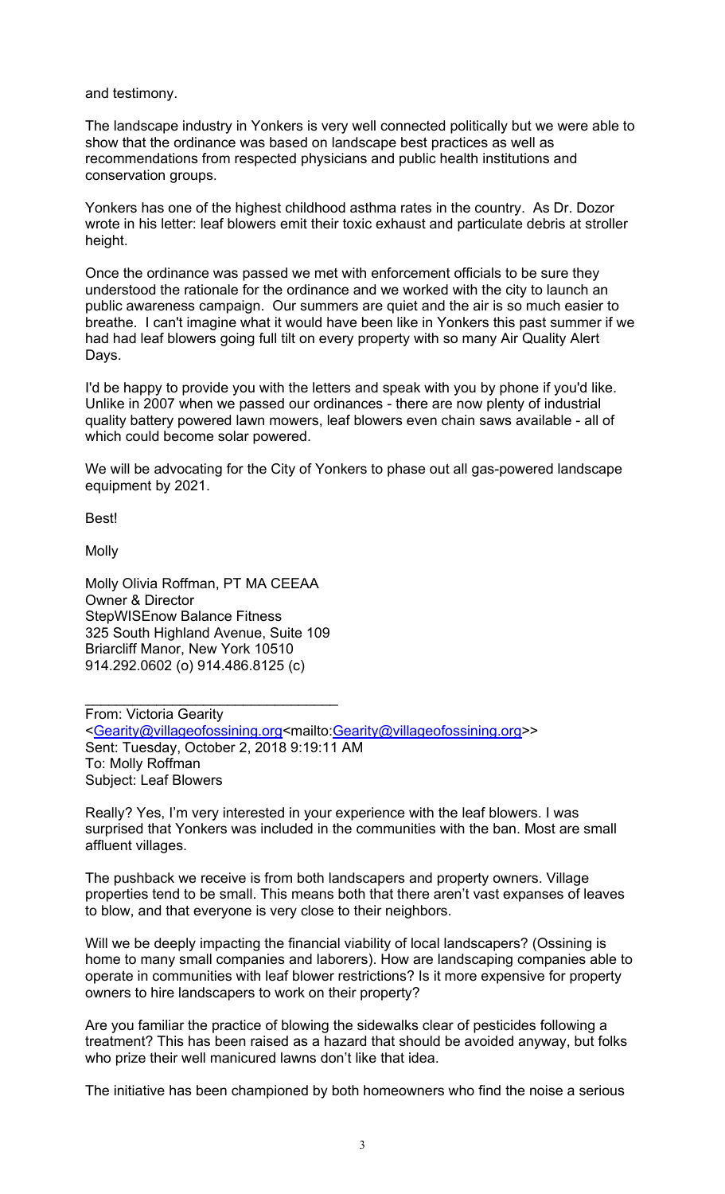and testimony.

The landscape industry in Yonkers is very well connected politically but we were able to show that the ordinance was based on landscape best practices as well as recommendations from respected physicians and public health institutions and conservation groups.

Yonkers has one of the highest childhood asthma rates in the country. As Dr. Dozor wrote in his letter: leaf blowers emit their toxic exhaust and particulate debris at stroller height.

Once the ordinance was passed we met with enforcement officials to be sure they understood the rationale for the ordinance and we worked with the city to launch an public awareness campaign. Our summers are quiet and the air is so much easier to breathe. I can't imagine what it would have been like in Yonkers this past summer if we had had leaf blowers going full tilt on every property with so many Air Quality Alert Days.

I'd be happy to provide you with the letters and speak with you by phone if you'd like. Unlike in 2007 when we passed our ordinances - there are now plenty of industrial quality battery powered lawn mowers, leaf blowers even chain saws available - all of which could become solar powered.

We will be advocating for the City of Yonkers to phase out all gas-powered landscape equipment by 2021.

Best!

Molly

Molly Olivia Roffman, PT MA CEEAA
Owner & Director
StepWISEnow Balance Fitness
325 South Highland Avenue, Suite 109
Briarcliff Manor, New York 10510
914.292.0602 (o) 914.486.8125 (c)

________________________________

From: Victoria Gearity
<Gearity@villageofossining.org<mailto:Gearity@villageofossining.org>>
Sent: Tuesday, October 2, 2018 9:19:11 AM
To: Molly Roffman
Subject: Leaf Blowers

Really? Yes, I'm very interested in your experience with the leaf blowers. I was surprised that Yonkers was included in the communities with the ban. Most are small affluent villages.

The pushback we receive is from both landscapers and property owners. Village properties tend to be small. This means both that there aren't vast expanses of leaves to blow, and that everyone is very close to their neighbors.

Will we be deeply impacting the financial viability of local landscapers? (Ossining is home to many small companies and laborers). How are landscaping companies able to operate in communities with leaf blower restrictions? Is it more expensive for property owners to hire landscapers to work on their property?

Are you familiar the practice of blowing the sidewalks clear of pesticides following a treatment? This has been raised as a hazard that should be avoided anyway, but folks who prize their well manicured lawns don't like that idea.

The initiative has been championed by both homeowners who find the noise a serious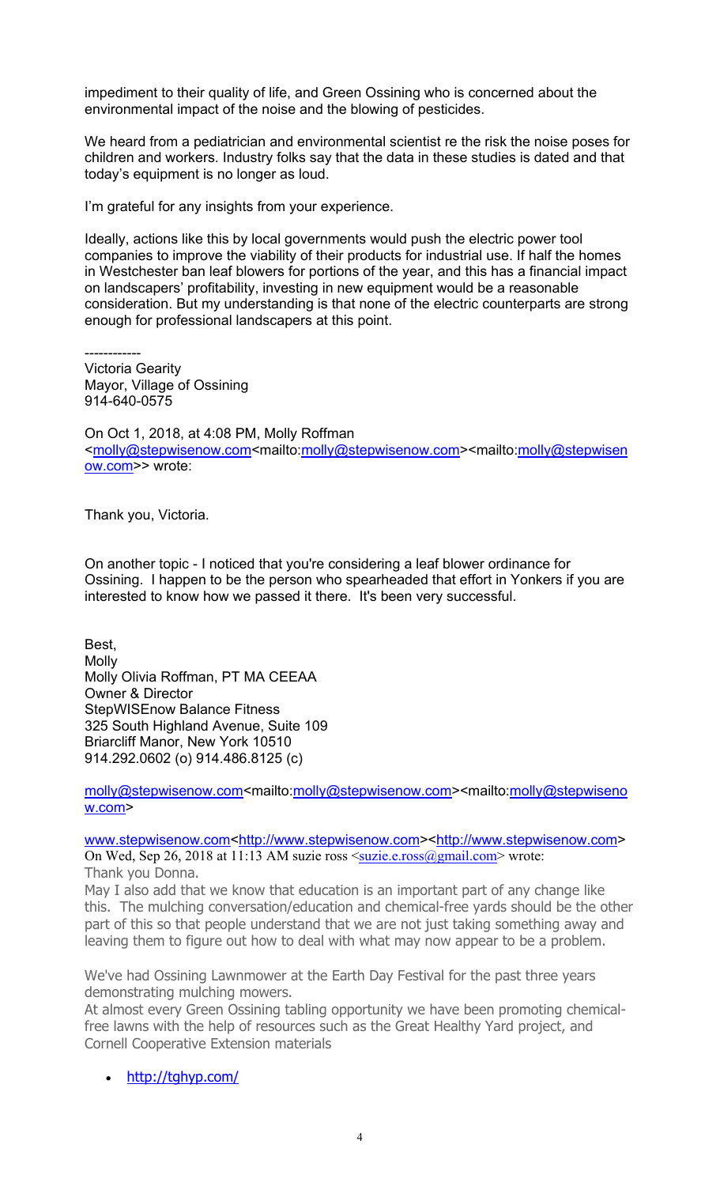impediment to their quality of life, and Green Ossining who is concerned about the environmental impact of the noise and the blowing of pesticides.

We heard from a pediatrician and environmental scientist re the risk the noise poses for children and workers. Industry folks say that the data in these studies is dated and that today's equipment is no longer as loud.

I'm grateful for any insights from your experience.

Ideally, actions like this by local governments would push the electric power tool companies to improve the viability of their products for industrial use. If half the homes in Westchester ban leaf blowers for portions of the year, and this has a financial impact on landscapers' profitability, investing in new equipment would be a reasonable consideration. But my understanding is that none of the electric counterparts are strong enough for professional landscapers at this point.

------------
Victoria Gearity
Mayor, Village of Ossining
914-640-0575

On Oct 1, 2018, at 4:08 PM, Molly Roffman <molly@stepwisenow.com<mailto:molly@stepwisenow.com><mailto:molly@stepwisenow.com>> wrote:

Thank you, Victoria.

On another topic - I noticed that you're considering a leaf blower ordinance for Ossining. I happen to be the person who spearheaded that effort in Yonkers if you are interested to know how we passed it there. It's been very successful.

Best,
Molly
Molly Olivia Roffman, PT MA CEEAA
Owner & Director
StepWISEnow Balance Fitness
325 South Highland Avenue, Suite 109
Briarcliff Manor, New York 10510
914.292.0602 (o) 914.486.8125 (c)

molly@stepwisenow.com<mailto:molly@stepwisenow.com><mailto:molly@stepwisenow.com>

www.stepwisenow.com<http://www.stepwisenow.com><http://www.stepwisenow.com>
On Wed, Sep 26, 2018 at 11:13 AM suzie ross <suzie.e.ross@gmail.com> wrote:
Thank you Donna.
May I also add that we know that education is an important part of any change like this. The mulching conversation/education and chemical-free yards should be the other part of this so that people understand that we are not just taking something away and leaving them to figure out how to deal with what may now appear to be a problem.

We've had Ossining Lawnmower at the Earth Day Festival for the past three years demonstrating mulching mowers.
At almost every Green Ossining tabling opportunity we have been promoting chemical-free lawns with the help of resources such as the Great Healthy Yard project, and Cornell Cooperative Extension materials

- http://tghyp.com/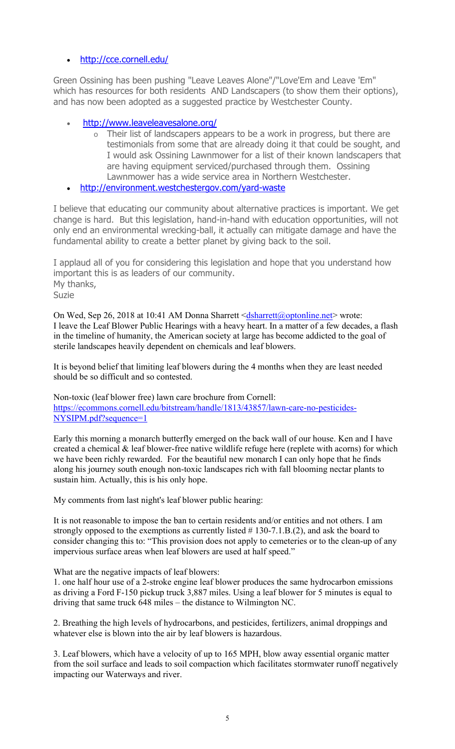- http://cce.cornell.edu/

Green Ossining has been pushing "Leave Leaves Alone"/"Love'Em and Leave 'Em" which has resources for both residents AND Landscapers (to show them their options), and has now been adopted as a suggested practice by Westchester County.

- http://www.leaveleavesalone.org/
    - Their list of landscapers appears to be a work in progress, but there are testimonials from some that are already doing it that could be sought, and I would ask Ossining Lawnmower for a list of their known landscapers that are having equipment serviced/purchased through them. Ossining Lawnmower has a wide service area in Northern Westchester.
- http://environment.westchestergov.com/yard-waste

I believe that educating our community about alternative practices is important. We get change is hard. But this legislation, hand-in-hand with education opportunities, will not only end an environmental wrecking-ball, it actually can mitigate damage and have the fundamental ability to create a better planet by giving back to the soil.

I applaud all of you for considering this legislation and hope that you understand how important this is as leaders of our community.
My thanks,
Suzie

On Wed, Sep 26, 2018 at 10:41 AM Donna Sharrett <dsharrett@optonline.net> wrote:
I leave the Leaf Blower Public Hearings with a heavy heart. In a matter of a few decades, a flash in the timeline of humanity, the American society at large has become addicted to the goal of sterile landscapes heavily dependent on chemicals and leaf blowers.

It is beyond belief that limiting leaf blowers during the 4 months when they are least needed should be so difficult and so contested.

Non-toxic (leaf blower free) lawn care brochure from Cornell:
https://ecommons.cornell.edu/bitstream/handle/1813/43857/lawn-care-no-pesticides-NYSIPM.pdf?sequence=1

Early this morning a monarch butterfly emerged on the back wall of our house. Ken and I have created a chemical & leaf blower-free native wildlife refuge here (replete with acorns) for which we have been richly rewarded. For the beautiful new monarch I can only hope that he finds along his journey south enough non-toxic landscapes rich with fall blooming nectar plants to sustain him. Actually, this is his only hope.

My comments from last night's leaf blower public hearing:

It is not reasonable to impose the ban to certain residents and/or entities and not others. I am strongly opposed to the exemptions as currently listed # 130-7.1.B.(2), and ask the board to consider changing this to: "This provision does not apply to cemeteries or to the clean-up of any impervious surface areas when leaf blowers are used at half speed."

What are the negative impacts of leaf blowers:

1. one half hour use of a 2-stroke engine leaf blower produces the same hydrocarbon emissions as driving a Ford F-150 pickup truck 3,887 miles. Using a leaf blower for 5 minutes is equal to driving that same truck 648 miles – the distance to Wilmington NC.

2. Breathing the high levels of hydrocarbons, and pesticides, fertilizers, animal droppings and whatever else is blown into the air by leaf blowers is hazardous.

3. Leaf blowers, which have a velocity of up to 165 MPH, blow away essential organic matter from the soil surface and leads to soil compaction which facilitates stormwater runoff negatively impacting our Waterways and river.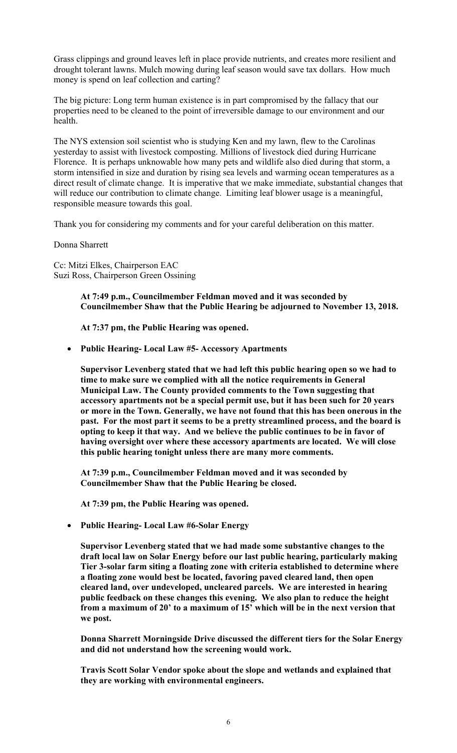Grass clippings and ground leaves left in place provide nutrients, and creates more resilient and drought tolerant lawns. Mulch mowing during leaf season would save tax dollars. How much money is spend on leaf collection and carting?

The big picture: Long term human existence is in part compromised by the fallacy that our properties need to be cleaned to the point of irreversible damage to our environment and our health.

The NYS extension soil scientist who is studying Ken and my lawn, flew to the Carolinas yesterday to assist with livestock composting. Millions of livestock died during Hurricane Florence. It is perhaps unknowable how many pets and wildlife also died during that storm, a storm intensified in size and duration by rising sea levels and warming ocean temperatures as a direct result of climate change. It is imperative that we make immediate, substantial changes that will reduce our contribution to climate change. Limiting leaf blower usage is a meaningful, responsible measure towards this goal.

Thank you for considering my comments and for your careful deliberation on this matter.

Donna Sharrett

Cc: Mitzi Elkes, Chairperson EAC
Suzi Ross, Chairperson Green Ossining

**At 7:49 p.m., Councilmember Feldman moved and it was seconded by Councilmember Shaw that the Public Hearing be adjourned to November 13, 2018.**

**At 7:37 pm, the Public Hearing was opened.**

- **Public Hearing- Local Law #5- Accessory Apartments**

**Supervisor Levenberg stated that we had left this public hearing open so we had to time to make sure we complied with all the notice requirements in General Municipal Law. The County provided comments to the Town suggesting that accessory apartments not be a special permit use, but it has been such for 20 years or more in the Town. Generally, we have not found that this has been onerous in the past. For the most part it seems to be a pretty streamlined process, and the board is opting to keep it that way. And we believe the public continues to be in favor of having oversight over where these accessory apartments are located. We will close this public hearing tonight unless there are many more comments.**

**At 7:39 p.m., Councilmember Feldman moved and it was seconded by Councilmember Shaw that the Public Hearing be closed.**

**At 7:39 pm, the Public Hearing was opened.**

- **Public Hearing- Local Law #6-Solar Energy**

**Supervisor Levenberg stated that we had made some substantive changes to the draft local law on Solar Energy before our last public hearing, particularly making Tier 3-solar farm siting a floating zone with criteria established to determine where a floating zone would best be located, favoring paved cleared land, then open cleared land, over undeveloped, uncleared parcels. We are interested in hearing public feedback on these changes this evening. We also plan to reduce the height from a maximum of 20' to a maximum of 15' which will be in the next version that we post.**

**Donna Sharrett Morningside Drive discussed the different tiers for the Solar Energy and did not understand how the screening would work.**

**Travis Scott Solar Vendor spoke about the slope and wetlands and explained that they are working with environmental engineers.**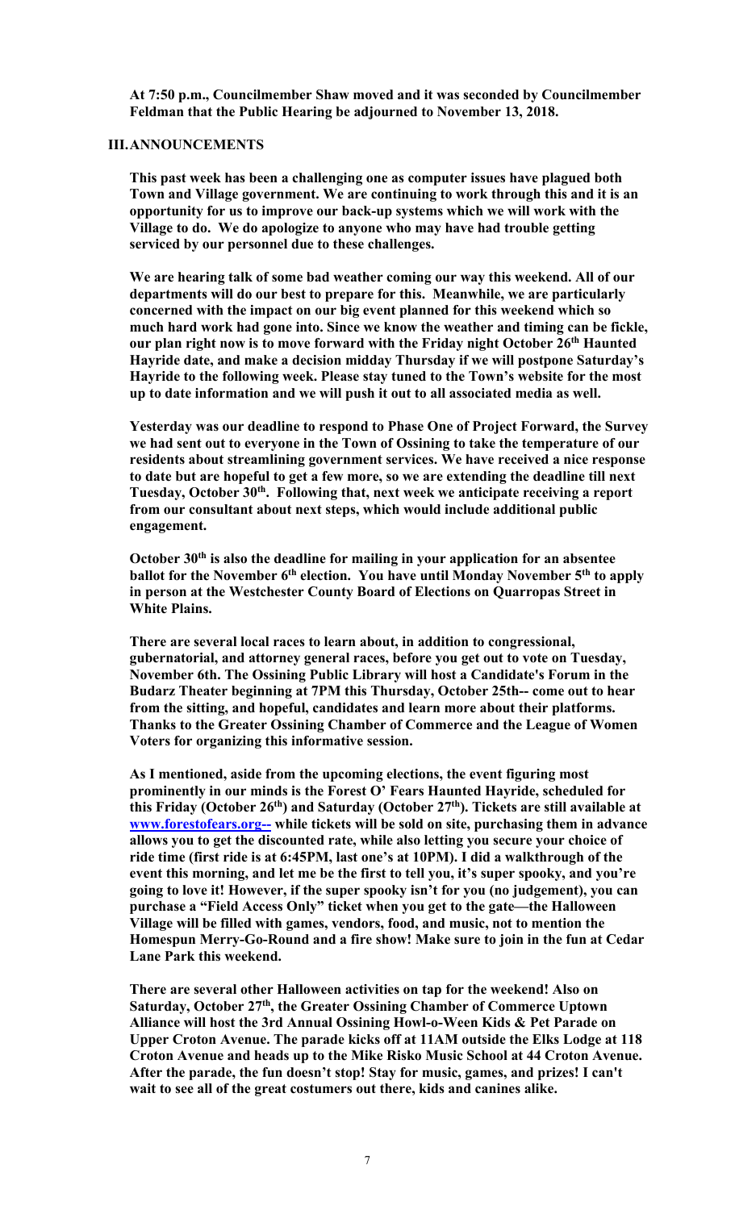**At 7:50 p.m., Councilmember Shaw moved and it was seconded by Councilmember Feldman that the Public Hearing be adjourned to November 13, 2018.**

## III. ANNOUNCEMENTS

**This past week has been a challenging one as computer issues have plagued both Town and Village government. We are continuing to work through this and it is an opportunity for us to improve our back-up systems which we will work with the Village to do. We do apologize to anyone who may have had trouble getting serviced by our personnel due to these challenges.**

**We are hearing talk of some bad weather coming our way this weekend. All of our departments will do our best to prepare for this. Meanwhile, we are particularly concerned with the impact on our big event planned for this weekend which so much hard work had gone into. Since we know the weather and timing can be fickle, our plan right now is to move forward with the Friday night October 26th Haunted Hayride date, and make a decision midday Thursday if we will postpone Saturday's Hayride to the following week. Please stay tuned to the Town's website for the most up to date information and we will push it out to all associated media as well.**

**Yesterday was our deadline to respond to Phase One of Project Forward, the Survey we had sent out to everyone in the Town of Ossining to take the temperature of our residents about streamlining government services. We have received a nice response to date but are hopeful to get a few more, so we are extending the deadline till next Tuesday, October 30th. Following that, next week we anticipate receiving a report from our consultant about next steps, which would include additional public engagement.**

**October 30th is also the deadline for mailing in your application for an absentee ballot for the November 6th election. You have until Monday November 5th to apply in person at the Westchester County Board of Elections on Quarropas Street in White Plains.**

**There are several local races to learn about, in addition to congressional, gubernatorial, and attorney general races, before you get out to vote on Tuesday, November 6th. The Ossining Public Library will host a Candidate's Forum in the Budarz Theater beginning at 7PM this Thursday, October 25th-- come out to hear from the sitting, and hopeful, candidates and learn more about their platforms. Thanks to the Greater Ossining Chamber of Commerce and the League of Women Voters for organizing this informative session.**

**As I mentioned, aside from the upcoming elections, the event figuring most prominently in our minds is the Forest O' Fears Haunted Hayride, scheduled for this Friday (October 26th) and Saturday (October 27th). Tickets are still available at www.forestofears.org-- while tickets will be sold on site, purchasing them in advance allows you to get the discounted rate, while also letting you secure your choice of ride time (first ride is at 6:45PM, last one's at 10PM). I did a walkthrough of the event this morning, and let me be the first to tell you, it's super spooky, and you're going to love it! However, if the super spooky isn't for you (no judgement), you can purchase a "Field Access Only" ticket when you get to the gate—the Halloween Village will be filled with games, vendors, food, and music, not to mention the Homespun Merry-Go-Round and a fire show! Make sure to join in the fun at Cedar Lane Park this weekend.**

**There are several other Halloween activities on tap for the weekend! Also on Saturday, October 27th, the Greater Ossining Chamber of Commerce Uptown Alliance will host the 3rd Annual Ossining Howl-o-Ween Kids & Pet Parade on Upper Croton Avenue. The parade kicks off at 11AM outside the Elks Lodge at 118 Croton Avenue and heads up to the Mike Risko Music School at 44 Croton Avenue. After the parade, the fun doesn't stop! Stay for music, games, and prizes! I can't wait to see all of the great costumers out there, kids and canines alike.**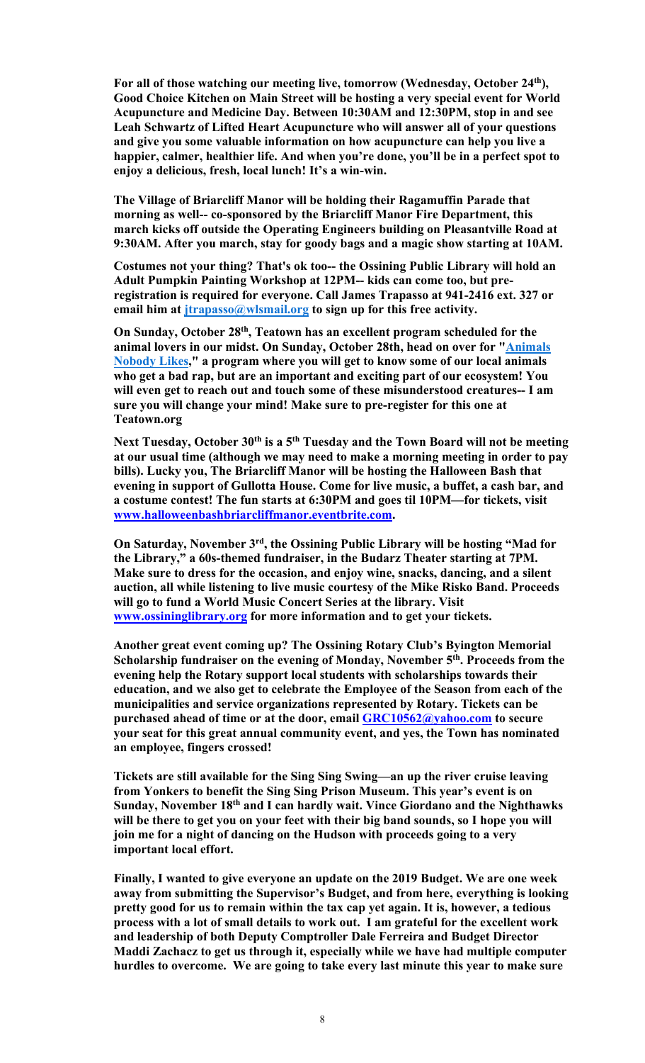**For all of those watching our meeting live, tomorrow (Wednesday, October 24th), Good Choice Kitchen on Main Street will be hosting a very special event for World Acupuncture and Medicine Day. Between 10:30AM and 12:30PM, stop in and see Leah Schwartz of Lifted Heart Acupuncture who will answer all of your questions and give you some valuable information on how acupuncture can help you live a happier, calmer, healthier life. And when you're done, you'll be in a perfect spot to enjoy a delicious, fresh, local lunch! It's a win-win.**

**The Village of Briarcliff Manor will be holding their Ragamuffin Parade that morning as well-- co-sponsored by the Briarcliff Manor Fire Department, this march kicks off outside the Operating Engineers building on Pleasantville Road at 9:30AM. After you march, stay for goody bags and a magic show starting at 10AM.**

**Costumes not your thing? That's ok too-- the Ossining Public Library will hold an Adult Pumpkin Painting Workshop at 12PM-- kids can come too, but pre-registration is required for everyone. Call James Trapasso at 941-2416 ext. 327 or email him at jtrapasso@wlsmail.org to sign up for this free activity.**

**On Sunday, October 28th, Teatown has an excellent program scheduled for the animal lovers in our midst. On Sunday, October 28th, head on over for "Animals Nobody Likes," a program where you will get to know some of our local animals who get a bad rap, but are an important and exciting part of our ecosystem! You will even get to reach out and touch some of these misunderstood creatures-- I am sure you will change your mind! Make sure to pre-register for this one at Teatown.org**

**Next Tuesday, October 30th is a 5th Tuesday and the Town Board will not be meeting at our usual time (although we may need to make a morning meeting in order to pay bills). Lucky you, The Briarcliff Manor will be hosting the Halloween Bash that evening in support of Gullotta House. Come for live music, a buffet, a cash bar, and a costume contest! The fun starts at 6:30PM and goes til 10PM—for tickets, visit www.halloweenbashbriarcliffmanor.eventbrite.com.**

**On Saturday, November 3rd, the Ossining Public Library will be hosting "Mad for the Library," a 60s-themed fundraiser, in the Budarz Theater starting at 7PM. Make sure to dress for the occasion, and enjoy wine, snacks, dancing, and a silent auction, all while listening to live music courtesy of the Mike Risko Band. Proceeds will go to fund a World Music Concert Series at the library. Visit www.ossininglibrary.org for more information and to get your tickets.**

**Another great event coming up? The Ossining Rotary Club's Byington Memorial Scholarship fundraiser on the evening of Monday, November 5th. Proceeds from the evening help the Rotary support local students with scholarships towards their education, and we also get to celebrate the Employee of the Season from each of the municipalities and service organizations represented by Rotary. Tickets can be purchased ahead of time or at the door, email GRC10562@yahoo.com to secure your seat for this great annual community event, and yes, the Town has nominated an employee, fingers crossed!**

**Tickets are still available for the Sing Sing Swing—an up the river cruise leaving from Yonkers to benefit the Sing Sing Prison Museum. This year's event is on Sunday, November 18th and I can hardly wait. Vince Giordano and the Nighthawks will be there to get you on your feet with their big band sounds, so I hope you will join me for a night of dancing on the Hudson with proceeds going to a very important local effort.**

**Finally, I wanted to give everyone an update on the 2019 Budget. We are one week away from submitting the Supervisor's Budget, and from here, everything is looking pretty good for us to remain within the tax cap yet again. It is, however, a tedious process with a lot of small details to work out. I am grateful for the excellent work and leadership of both Deputy Comptroller Dale Ferreira and Budget Director Maddi Zachacz to get us through it, especially while we have had multiple computer hurdles to overcome. We are going to take every last minute this year to make sure**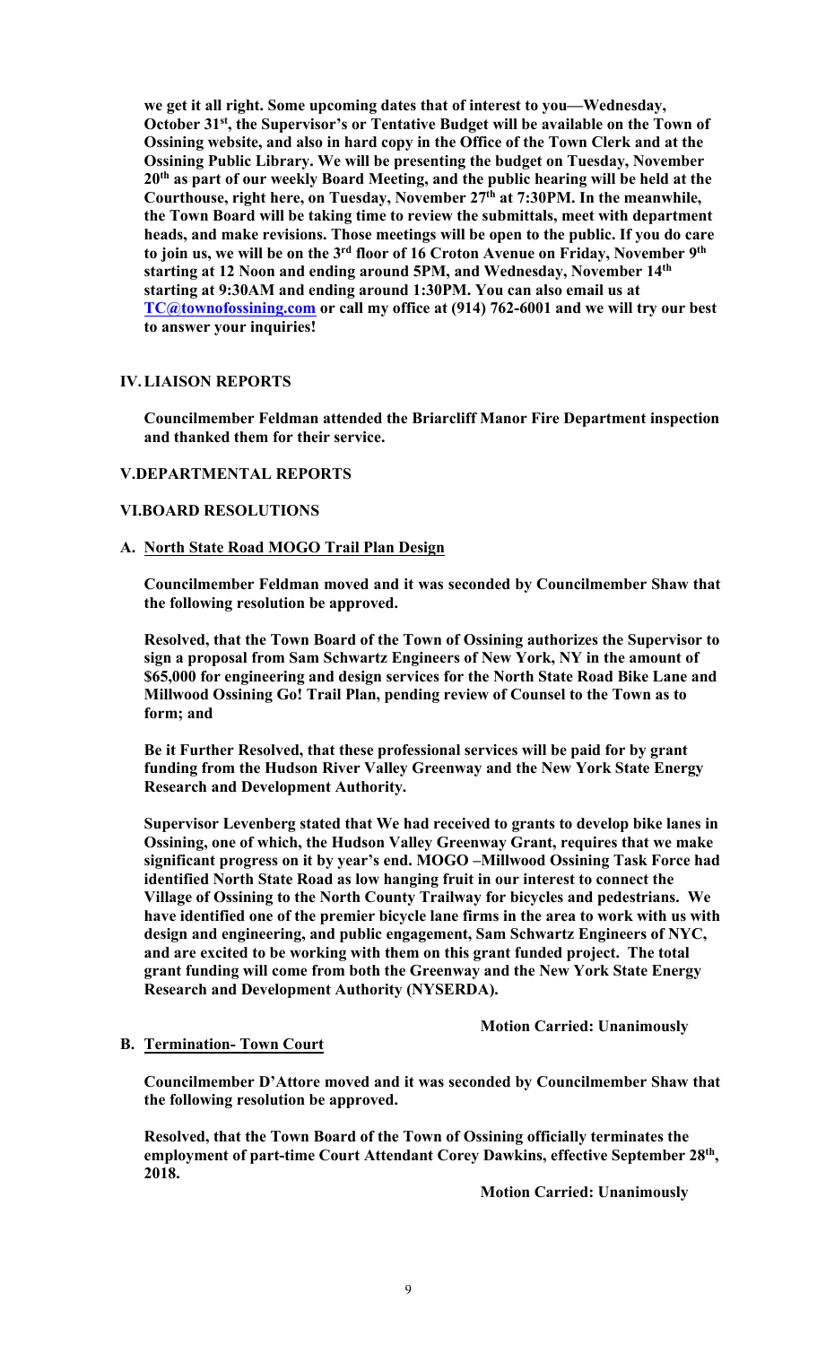**we get it all right. Some upcoming dates that of interest to you—Wednesday, October 31st, the Supervisor's or Tentative Budget will be available on the Town of Ossining website, and also in hard copy in the Office of the Town Clerk and at the Ossining Public Library. We will be presenting the budget on Tuesday, November 20th as part of our weekly Board Meeting, and the public hearing will be held at the Courthouse, right here, on Tuesday, November 27th at 7:30PM. In the meanwhile, the Town Board will be taking time to review the submittals, meet with department heads, and make revisions. Those meetings will be open to the public. If you do care to join us, we will be on the 3rd floor of 16 Croton Avenue on Friday, November 9th starting at 12 Noon and ending around 5PM, and Wednesday, November 14th starting at 9:30AM and ending around 1:30PM. You can also email us at TC@townofossining.com or call my office at (914) 762-6001 and we will try our best to answer your inquiries!**

## IV. LIAISON REPORTS

**Councilmember Feldman attended the Briarcliff Manor Fire Department inspection and thanked them for their service.**

## V. DEPARTMENTAL REPORTS

## VI. BOARD RESOLUTIONS

### A. North State Road MOGO Trail Plan Design

**Councilmember Feldman moved and it was seconded by Councilmember Shaw that the following resolution be approved.**

**Resolved, that the Town Board of the Town of Ossining authorizes the Supervisor to sign a proposal from Sam Schwartz Engineers of New York, NY in the amount of $65,000 for engineering and design services for the North State Road Bike Lane and Millwood Ossining Go! Trail Plan, pending review of Counsel to the Town as to form; and**

**Be it Further Resolved, that these professional services will be paid for by grant funding from the Hudson River Valley Greenway and the New York State Energy Research and Development Authority.**

**Supervisor Levenberg stated that We had received to grants to develop bike lanes in Ossining, one of which, the Hudson Valley Greenway Grant, requires that we make significant progress on it by year's end. MOGO –Millwood Ossining Task Force had identified North State Road as low hanging fruit in our interest to connect the Village of Ossining to the North County Trailway for bicycles and pedestrians. We have identified one of the premier bicycle lane firms in the area to work with us with design and engineering, and public engagement, Sam Schwartz Engineers of NYC, and are excited to be working with them on this grant funded project. The total grant funding will come from both the Greenway and the New York State Energy Research and Development Authority (NYSERDA).**

**Motion Carried: Unanimously**

### B. Termination- Town Court

**Councilmember D'Attore moved and it was seconded by Councilmember Shaw that the following resolution be approved.**

**Resolved, that the Town Board of the Town of Ossining officially terminates the employment of part-time Court Attendant Corey Dawkins, effective September 28th, 2018.**

**Motion Carried: Unanimously**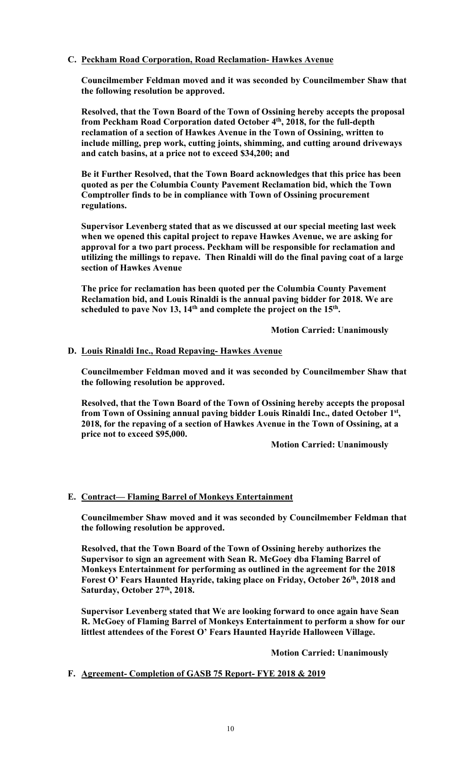**C. Peckham Road Corporation, Road Reclamation- Hawkes Avenue**

**Councilmember Feldman moved and it was seconded by Councilmember Shaw that the following resolution be approved.**

**Resolved, that the Town Board of the Town of Ossining hereby accepts the proposal from Peckham Road Corporation dated October 4th, 2018, for the full-depth reclamation of a section of Hawkes Avenue in the Town of Ossining, written to include milling, prep work, cutting joints, shimming, and cutting around driveways and catch basins, at a price not to exceed $34,200; and**

**Be it Further Resolved, that the Town Board acknowledges that this price has been quoted as per the Columbia County Pavement Reclamation bid, which the Town Comptroller finds to be in compliance with Town of Ossining procurement regulations.**

**Supervisor Levenberg stated that as we discussed at our special meeting last week when we opened this capital project to repave Hawkes Avenue, we are asking for approval for a two part process. Peckham will be responsible for reclamation and utilizing the millings to repave. Then Rinaldi will do the final paving coat of a large section of Hawkes Avenue**

**The price for reclamation has been quoted per the Columbia County Pavement Reclamation bid, and Louis Rinaldi is the annual paving bidder for 2018. We are scheduled to pave Nov 13, 14th and complete the project on the 15th.**

**Motion Carried: Unanimously**

**D. Louis Rinaldi Inc., Road Repaving- Hawkes Avenue**

**Councilmember Feldman moved and it was seconded by Councilmember Shaw that the following resolution be approved.**

**Resolved, that the Town Board of the Town of Ossining hereby accepts the proposal from Town of Ossining annual paving bidder Louis Rinaldi Inc., dated October 1st, 2018, for the repaving of a section of Hawkes Avenue in the Town of Ossining, at a price not to exceed $95,000.**

**Motion Carried: Unanimously**

**E. Contract— Flaming Barrel of Monkeys Entertainment**

**Councilmember Shaw moved and it was seconded by Councilmember Feldman that the following resolution be approved.**

**Resolved, that the Town Board of the Town of Ossining hereby authorizes the Supervisor to sign an agreement with Sean R. McGoey dba Flaming Barrel of Monkeys Entertainment for performing as outlined in the agreement for the 2018 Forest O' Fears Haunted Hayride, taking place on Friday, October 26th, 2018 and Saturday, October 27th, 2018.**

**Supervisor Levenberg stated that We are looking forward to once again have Sean R. McGoey of Flaming Barrel of Monkeys Entertainment to perform a show for our littlest attendees of the Forest O' Fears Haunted Hayride Halloween Village.**

**Motion Carried: Unanimously**

**F. Agreement- Completion of GASB 75 Report- FYE 2018 & 2019**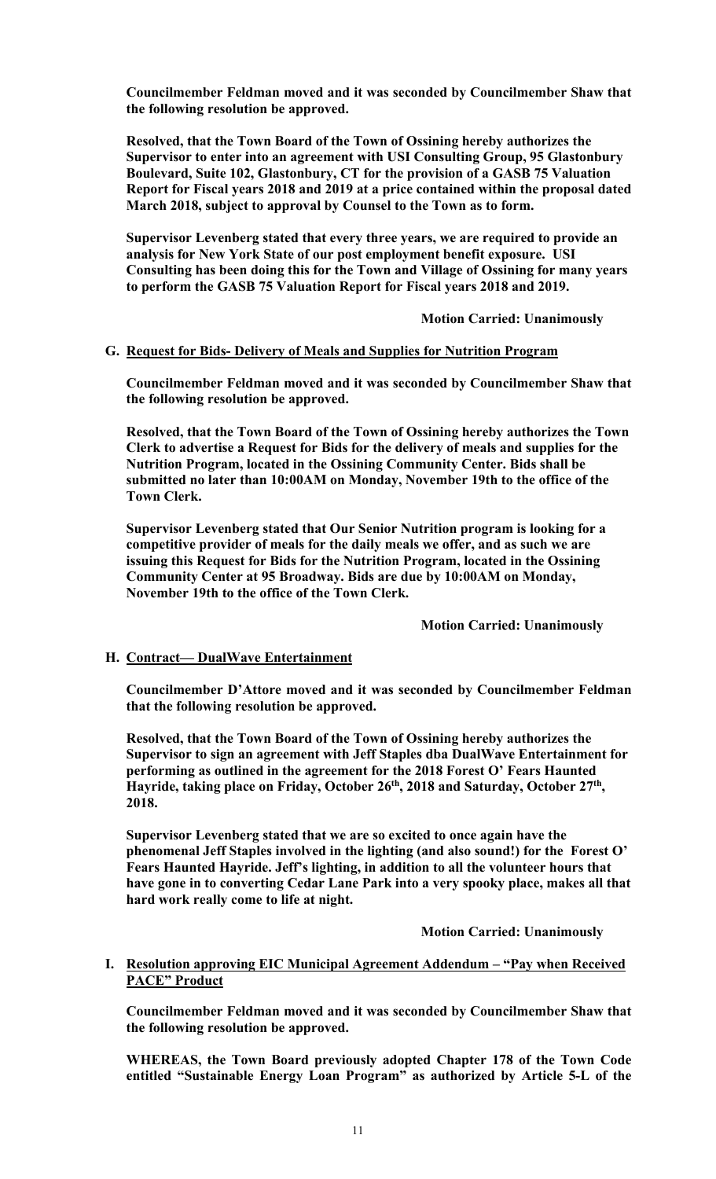**Councilmember Feldman moved and it was seconded by Councilmember Shaw that the following resolution be approved.**

**Resolved, that the Town Board of the Town of Ossining hereby authorizes the Supervisor to enter into an agreement with USI Consulting Group, 95 Glastonbury Boulevard, Suite 102, Glastonbury, CT for the provision of a GASB 75 Valuation Report for Fiscal years 2018 and 2019 at a price contained within the proposal dated March 2018, subject to approval by Counsel to the Town as to form.**

**Supervisor Levenberg stated that every three years, we are required to provide an analysis for New York State of our post employment benefit exposure. USI Consulting has been doing this for the Town and Village of Ossining for many years to perform the GASB 75 Valuation Report for Fiscal years 2018 and 2019.**

**Motion Carried: Unanimously**

**G. Request for Bids- Delivery of Meals and Supplies for Nutrition Program**

**Councilmember Feldman moved and it was seconded by Councilmember Shaw that the following resolution be approved.**

**Resolved, that the Town Board of the Town of Ossining hereby authorizes the Town Clerk to advertise a Request for Bids for the delivery of meals and supplies for the Nutrition Program, located in the Ossining Community Center. Bids shall be submitted no later than 10:00AM on Monday, November 19th to the office of the Town Clerk.**

**Supervisor Levenberg stated that Our Senior Nutrition program is looking for a competitive provider of meals for the daily meals we offer, and as such we are issuing this Request for Bids for the Nutrition Program, located in the Ossining Community Center at 95 Broadway. Bids are due by 10:00AM on Monday, November 19th to the office of the Town Clerk.**

**Motion Carried: Unanimously**

**H. Contract— DualWave Entertainment**

**Councilmember D'Attore moved and it was seconded by Councilmember Feldman that the following resolution be approved.**

**Resolved, that the Town Board of the Town of Ossining hereby authorizes the Supervisor to sign an agreement with Jeff Staples dba DualWave Entertainment for performing as outlined in the agreement for the 2018 Forest O' Fears Haunted Hayride, taking place on Friday, October 26th, 2018 and Saturday, October 27th, 2018.**

**Supervisor Levenberg stated that we are so excited to once again have the phenomenal Jeff Staples involved in the lighting (and also sound!) for the Forest O' Fears Haunted Hayride. Jeff's lighting, in addition to all the volunteer hours that have gone in to converting Cedar Lane Park into a very spooky place, makes all that hard work really come to life at night.**

**Motion Carried: Unanimously**

**I. Resolution approving EIC Municipal Agreement Addendum – "Pay when Received PACE" Product**

**Councilmember Feldman moved and it was seconded by Councilmember Shaw that the following resolution be approved.**

**WHEREAS, the Town Board previously adopted Chapter 178 of the Town Code entitled "Sustainable Energy Loan Program" as authorized by Article 5-L of the**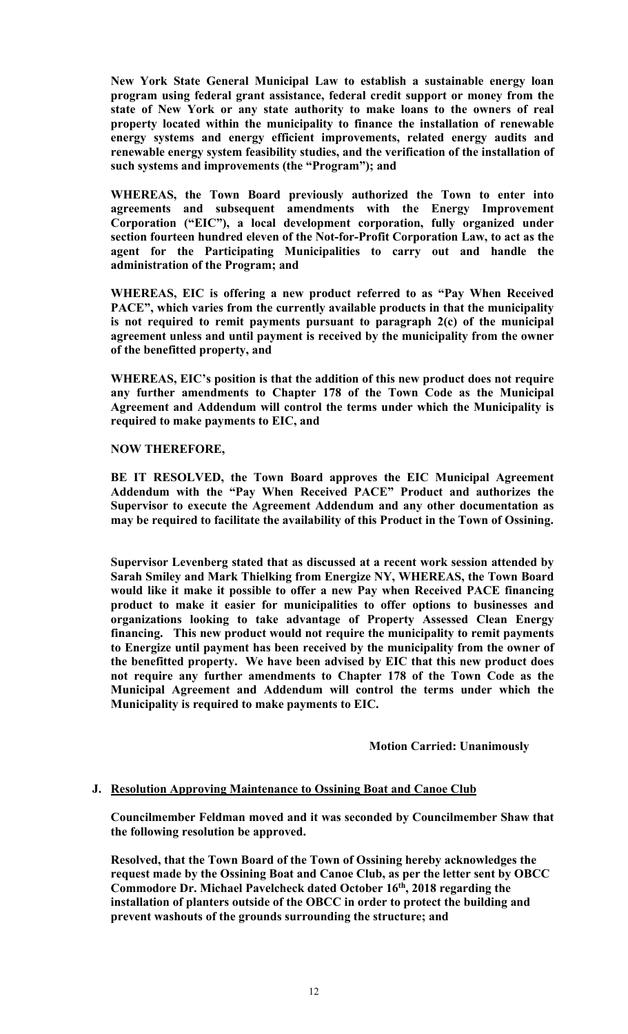**New York State General Municipal Law to establish a sustainable energy loan program using federal grant assistance, federal credit support or money from the state of New York or any state authority to make loans to the owners of real property located within the municipality to finance the installation of renewable energy systems and energy efficient improvements, related energy audits and renewable energy system feasibility studies, and the verification of the installation of such systems and improvements (the "Program"); and**

**WHEREAS, the Town Board previously authorized the Town to enter into agreements and subsequent amendments with the Energy Improvement Corporation ("EIC"), a local development corporation, fully organized under section fourteen hundred eleven of the Not-for-Profit Corporation Law, to act as the agent for the Participating Municipalities to carry out and handle the administration of the Program; and**

**WHEREAS, EIC is offering a new product referred to as "Pay When Received PACE", which varies from the currently available products in that the municipality is not required to remit payments pursuant to paragraph 2(c) of the municipal agreement unless and until payment is received by the municipality from the owner of the benefitted property, and**

**WHEREAS, EIC's position is that the addition of this new product does not require any further amendments to Chapter 178 of the Town Code as the Municipal Agreement and Addendum will control the terms under which the Municipality is required to make payments to EIC, and**

**NOW THEREFORE,**

**BE IT RESOLVED, the Town Board approves the EIC Municipal Agreement Addendum with the "Pay When Received PACE" Product and authorizes the Supervisor to execute the Agreement Addendum and any other documentation as may be required to facilitate the availability of this Product in the Town of Ossining.**

**Supervisor Levenberg stated that as discussed at a recent work session attended by Sarah Smiley and Mark Thielking from Energize NY, WHEREAS, the Town Board would like it make it possible to offer a new Pay when Received PACE financing product to make it easier for municipalities to offer options to businesses and organizations looking to take advantage of Property Assessed Clean Energy financing. This new product would not require the municipality to remit payments to Energize until payment has been received by the municipality from the owner of the benefitted property. We have been advised by EIC that this new product does not require any further amendments to Chapter 178 of the Town Code as the Municipal Agreement and Addendum will control the terms under which the Municipality is required to make payments to EIC.**

**Motion Carried: Unanimously**

**J. Resolution Approving Maintenance to Ossining Boat and Canoe Club**

**Councilmember Feldman moved and it was seconded by Councilmember Shaw that the following resolution be approved.**

**Resolved, that the Town Board of the Town of Ossining hereby acknowledges the request made by the Ossining Boat and Canoe Club, as per the letter sent by OBCC Commodore Dr. Michael Pavelcheck dated October 16th, 2018 regarding the installation of planters outside of the OBCC in order to protect the building and prevent washouts of the grounds surrounding the structure; and**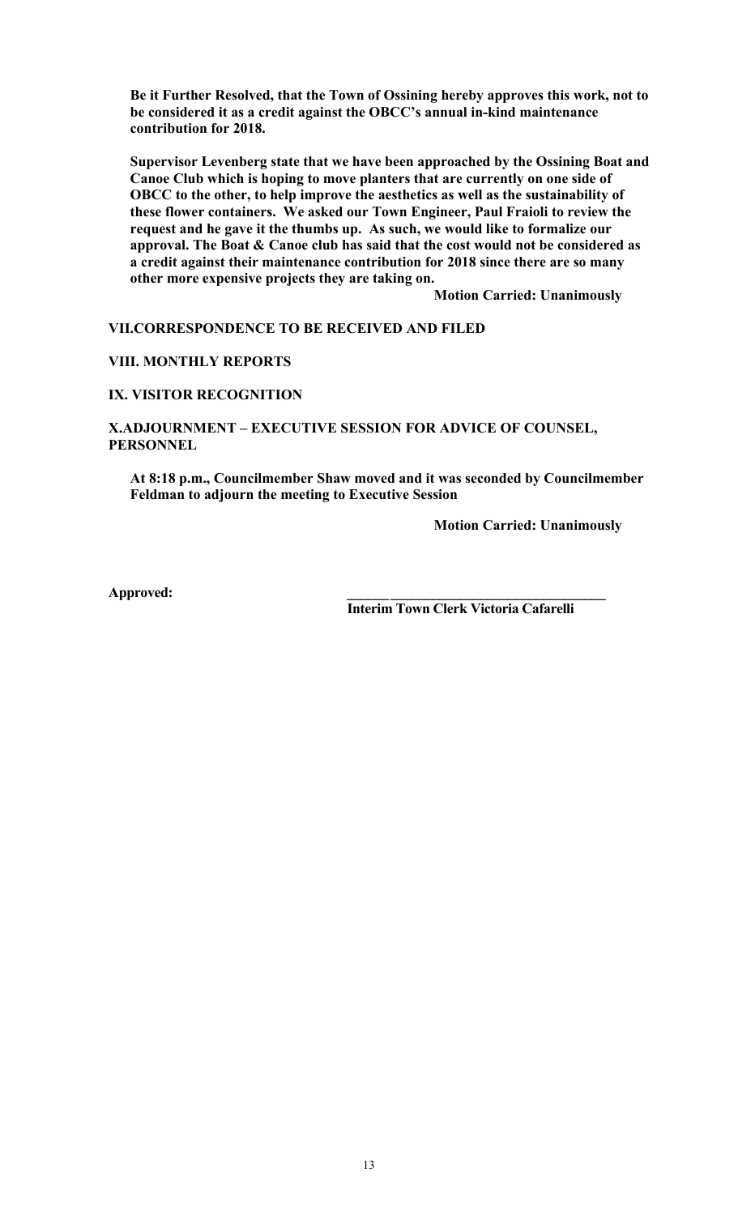**Be it Further Resolved, that the Town of Ossining hereby approves this work, not to be considered it as a credit against the OBCC's annual in-kind maintenance contribution for 2018.**

**Supervisor Levenberg state that we have been approached by the Ossining Boat and Canoe Club which is hoping to move planters that are currently on one side of OBCC to the other, to help improve the aesthetics as well as the sustainability of these flower containers. We asked our Town Engineer, Paul Fraioli to review the request and he gave it the thumbs up. As such, we would like to formalize our approval. The Boat & Canoe club has said that the cost would not be considered as a credit against their maintenance contribution for 2018 since there are so many other more expensive projects they are taking on.**

**Motion Carried: Unanimously**

## VII.CORRESPONDENCE TO BE RECEIVED AND FILED

## VIII. MONTHLY REPORTS

## IX. VISITOR RECOGNITION

## X.ADJOURNMENT – EXECUTIVE SESSION FOR ADVICE OF COUNSEL, PERSONNEL

**At 8:18 p.m., Councilmember Shaw moved and it was seconded by Councilmember Feldman to adjourn the meeting to Executive Session**

**Motion Carried: Unanimously**

**Approved:** ________________________________

**Interim Town Clerk Victoria Cafarelli**